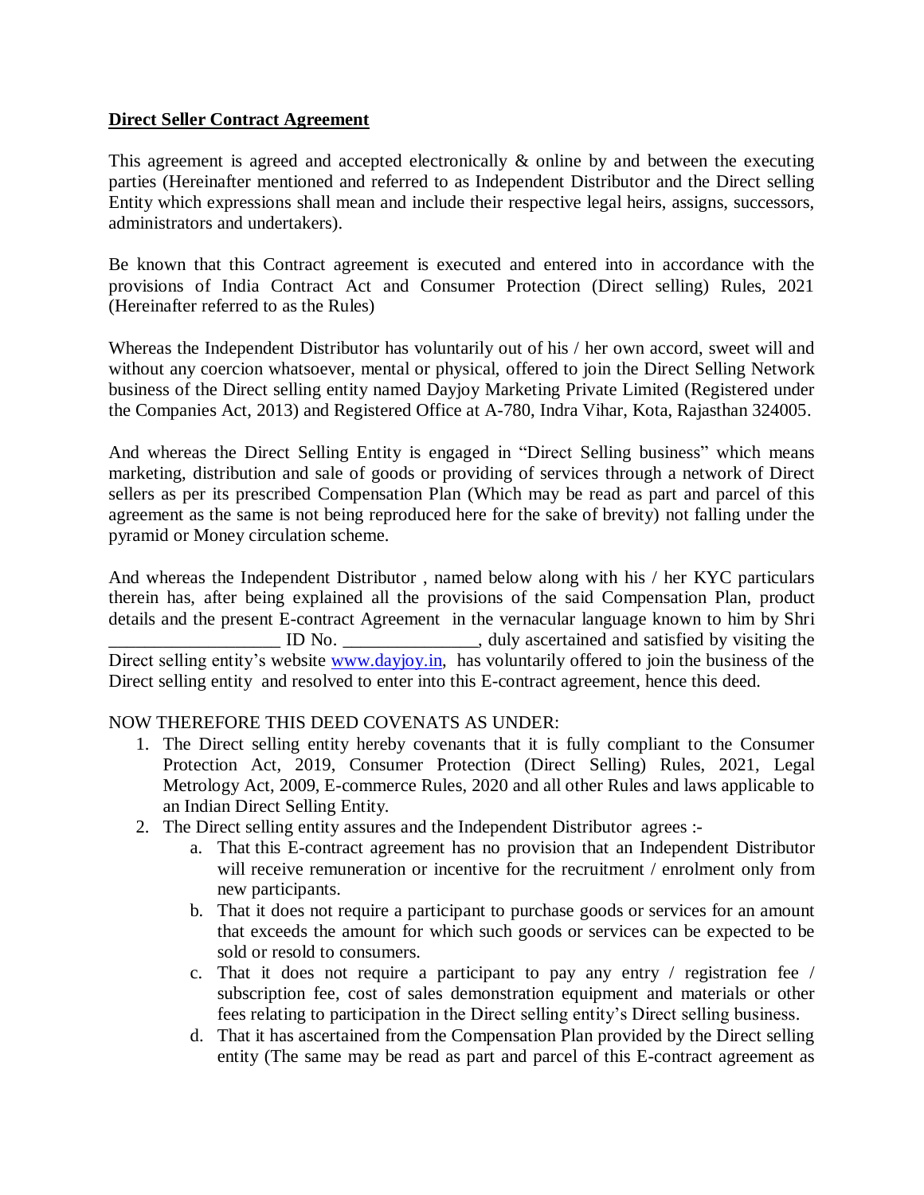**Direct Seller Contract Agreement**

This agreement is agreed and accepted electronically & online by and between the executing parties (Hereinafter mentioned and referred to as Independent Distributor and the Direct selling Entity which expressions shall mean and include their respective legal heirs, assigns, successors, administrators and undertakers).

Be known that this Contract agreement is executed and entered into in accordance with the provisions of India Contract Act and Consumer Protection (Direct selling) Rules, 2021 (Hereinafter referred to as the Rules)

Whereas the Independent Distributor has voluntarily out of his / her own accord, sweet will and without any coercion whatsoever, mental or physical, offered to join the Direct Selling Network business of the Direct selling entity named Dayjoy Marketing Private Limited (Registered under the Companies Act, 2013) and Registered Office at A-780, Indra Vihar, Kota, Rajasthan 324005.

And whereas the Direct Selling Entity is engaged in "Direct Selling business" which means marketing, distribution and sale of goods or providing of services through a network of Direct sellers as per its prescribed Compensation Plan (Which may be read as part and parcel of this agreement as the same is not being reproduced here for the sake of brevity) not falling under the pyramid or Money circulation scheme.

And whereas the Independent Distributor , named below along with his / her KYC particulars therein has, after being explained all the provisions of the said Compensation Plan, product details and the present E-contract Agreement in the vernacular language known to him by Shri \_\_\_\_\_\_\_\_\_\_\_\_\_\_\_\_\_\_\_ ID No. \_\_\_\_\_\_\_\_\_\_\_\_\_\_\_, duly ascertained and satisfied by visiting the Direct selling entity's website www.dayjoy.in, has voluntarily offered to join the business of the Direct selling entity and resolved to enter into this E-contract agreement, hence this deed.

NOW THEREFORE THIS DEED COVENATS AS UNDER:

1. The Direct selling entity hereby covenants that it is fully compliant to the Consumer Protection Act, 2019, Consumer Protection (Direct Selling) Rules, 2021, Legal Metrology Act, 2009, E-commerce Rules, 2020 and all other Rules and laws applicable to an Indian Direct Selling Entity.
2. The Direct selling entity assures and the Independent Distributor agrees :-
   a. That this E-contract agreement has no provision that an Independent Distributor will receive remuneration or incentive for the recruitment / enrolment only from new participants.
   b. That it does not require a participant to purchase goods or services for an amount that exceeds the amount for which such goods or services can be expected to be sold or resold to consumers.
   c. That it does not require a participant to pay any entry / registration fee / subscription fee, cost of sales demonstration equipment and materials or other fees relating to participation in the Direct selling entity's Direct selling business.
   d. That it has ascertained from the Compensation Plan provided by the Direct selling entity (The same may be read as part and parcel of this E-contract agreement as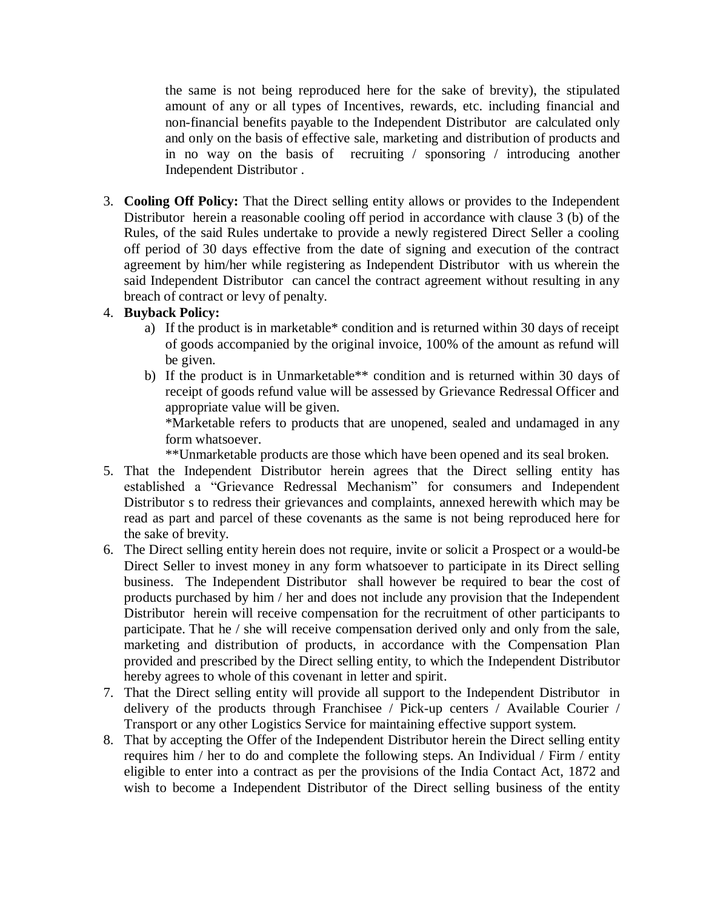the same is not being reproduced here for the sake of brevity), the stipulated amount of any or all types of Incentives, rewards, etc. including financial and non-financial benefits payable to the Independent Distributor are calculated only and only on the basis of effective sale, marketing and distribution of products and in no way on the basis of recruiting / sponsoring / introducing another Independent Distributor .

3. **Cooling Off Policy:** That the Direct selling entity allows or provides to the Independent Distributor herein a reasonable cooling off period in accordance with clause 3 (b) of the Rules, of the said Rules undertake to provide a newly registered Direct Seller a cooling off period of 30 days effective from the date of signing and execution of the contract agreement by him/her while registering as Independent Distributor with us wherein the said Independent Distributor can cancel the contract agreement without resulting in any breach of contract or levy of penalty.
4. **Buyback Policy:**
   a) If the product is in marketable* condition and is returned within 30 days of receipt of goods accompanied by the original invoice, 100% of the amount as refund will be given.
   b) If the product is in Unmarketable** condition and is returned within 30 days of receipt of goods refund value will be assessed by Grievance Redressal Officer and appropriate value will be given.
   *Marketable refers to products that are unopened, sealed and undamaged in any form whatsoever.
   **Unmarketable products are those which have been opened and its seal broken.
5. That the Independent Distributor herein agrees that the Direct selling entity has established a "Grievance Redressal Mechanism" for consumers and Independent Distributor s to redress their grievances and complaints, annexed herewith which may be read as part and parcel of these covenants as the same is not being reproduced here for the sake of brevity.
6. The Direct selling entity herein does not require, invite or solicit a Prospect or a would-be Direct Seller to invest money in any form whatsoever to participate in its Direct selling business. The Independent Distributor shall however be required to bear the cost of products purchased by him / her and does not include any provision that the Independent Distributor herein will receive compensation for the recruitment of other participants to participate. That he / she will receive compensation derived only and only from the sale, marketing and distribution of products, in accordance with the Compensation Plan provided and prescribed by the Direct selling entity, to which the Independent Distributor hereby agrees to whole of this covenant in letter and spirit.
7. That the Direct selling entity will provide all support to the Independent Distributor in delivery of the products through Franchisee / Pick-up centers / Available Courier / Transport or any other Logistics Service for maintaining effective support system.
8. That by accepting the Offer of the Independent Distributor herein the Direct selling entity requires him / her to do and complete the following steps. An Individual / Firm / entity eligible to enter into a contract as per the provisions of the India Contact Act, 1872 and wish to become a Independent Distributor of the Direct selling business of the entity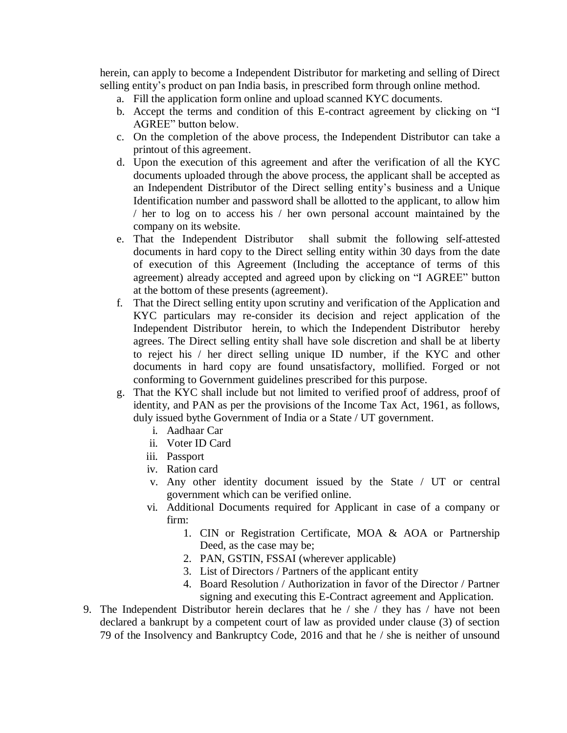herein, can apply to become a Independent Distributor for marketing and selling of Direct selling entity's product on pan India basis, in prescribed form through online method.

a. Fill the application form online and upload scanned KYC documents.
b. Accept the terms and condition of this E-contract agreement by clicking on "I AGREE" button below.
c. On the completion of the above process, the Independent Distributor can take a printout of this agreement.
d. Upon the execution of this agreement and after the verification of all the KYC documents uploaded through the above process, the applicant shall be accepted as an Independent Distributor of the Direct selling entity's business and a Unique Identification number and password shall be allotted to the applicant, to allow him / her to log on to access his / her own personal account maintained by the company on its website.
e. That the Independent Distributor shall submit the following self-attested documents in hard copy to the Direct selling entity within 30 days from the date of execution of this Agreement (Including the acceptance of terms of this agreement) already accepted and agreed upon by clicking on "I AGREE" button at the bottom of these presents (agreement).
f. That the Direct selling entity upon scrutiny and verification of the Application and KYC particulars may re-consider its decision and reject application of the Independent Distributor herein, to which the Independent Distributor hereby agrees. The Direct selling entity shall have sole discretion and shall be at liberty to reject his / her direct selling unique ID number, if the KYC and other documents in hard copy are found unsatisfactory, mollified. Forged or not conforming to Government guidelines prescribed for this purpose.
g. That the KYC shall include but not limited to verified proof of address, proof of identity, and PAN as per the provisions of the Income Tax Act, 1961, as follows, duly issued bythe Government of India or a State / UT government.
    i. Aadhaar Car
    ii. Voter ID Card
    iii. Passport
    iv. Ration card
    v. Any other identity document issued by the State / UT or central government which can be verified online.
    vi. Additional Documents required for Applicant in case of a company or firm:
        1. CIN or Registration Certificate, MOA & AOA or Partnership Deed, as the case may be;
        2. PAN, GSTIN, FSSAI (wherever applicable)
        3. List of Directors / Partners of the applicant entity
        4. Board Resolution / Authorization in favor of the Director / Partner signing and executing this E-Contract agreement and Application.

9. The Independent Distributor herein declares that he / she / they has / have not been declared a bankrupt by a competent court of law as provided under clause (3) of section 79 of the Insolvency and Bankruptcy Code, 2016 and that he / she is neither of unsound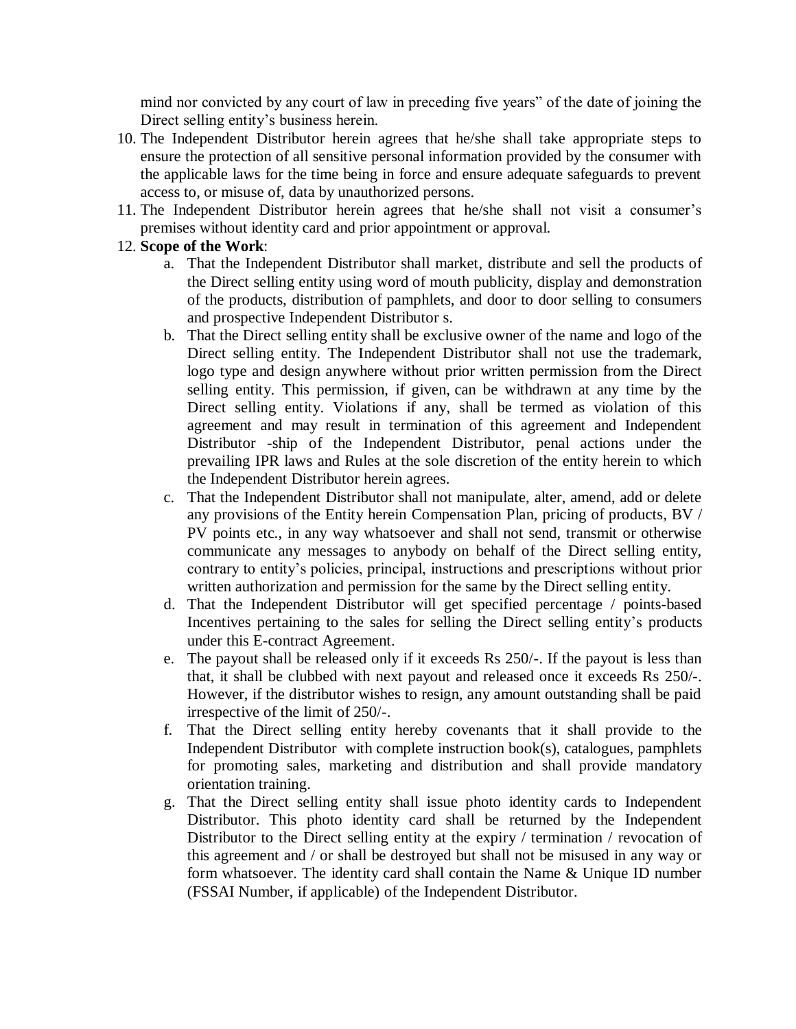mind nor convicted by any court of law in preceding five years" of the date of joining the Direct selling entity's business herein.

10. The Independent Distributor herein agrees that he/she shall take appropriate steps to ensure the protection of all sensitive personal information provided by the consumer with the applicable laws for the time being in force and ensure adequate safeguards to prevent access to, or misuse of, data by unauthorized persons.
11. The Independent Distributor herein agrees that he/she shall not visit a consumer's premises without identity card and prior appointment or approval.
12. **Scope of the Work**:
    a. That the Independent Distributor shall market, distribute and sell the products of the Direct selling entity using word of mouth publicity, display and demonstration of the products, distribution of pamphlets, and door to door selling to consumers and prospective Independent Distributor s.
    b. That the Direct selling entity shall be exclusive owner of the name and logo of the Direct selling entity. The Independent Distributor shall not use the trademark, logo type and design anywhere without prior written permission from the Direct selling entity. This permission, if given, can be withdrawn at any time by the Direct selling entity. Violations if any, shall be termed as violation of this agreement and may result in termination of this agreement and Independent Distributor -ship of the Independent Distributor, penal actions under the prevailing IPR laws and Rules at the sole discretion of the entity herein to which the Independent Distributor herein agrees.
    c. That the Independent Distributor shall not manipulate, alter, amend, add or delete any provisions of the Entity herein Compensation Plan, pricing of products, BV / PV points etc., in any way whatsoever and shall not send, transmit or otherwise communicate any messages to anybody on behalf of the Direct selling entity, contrary to entity's policies, principal, instructions and prescriptions without prior written authorization and permission for the same by the Direct selling entity.
    d. That the Independent Distributor will get specified percentage / points-based Incentives pertaining to the sales for selling the Direct selling entity's products under this E-contract Agreement.
    e. The payout shall be released only if it exceeds Rs 250/-. If the payout is less than that, it shall be clubbed with next payout and released once it exceeds Rs 250/-. However, if the distributor wishes to resign, any amount outstanding shall be paid irrespective of the limit of 250/-.
    f. That the Direct selling entity hereby covenants that it shall provide to the Independent Distributor with complete instruction book(s), catalogues, pamphlets for promoting sales, marketing and distribution and shall provide mandatory orientation training.
    g. That the Direct selling entity shall issue photo identity cards to Independent Distributor. This photo identity card shall be returned by the Independent Distributor to the Direct selling entity at the expiry / termination / revocation of this agreement and / or shall be destroyed but shall not be misused in any way or form whatsoever. The identity card shall contain the Name & Unique ID number (FSSAI Number, if applicable) of the Independent Distributor.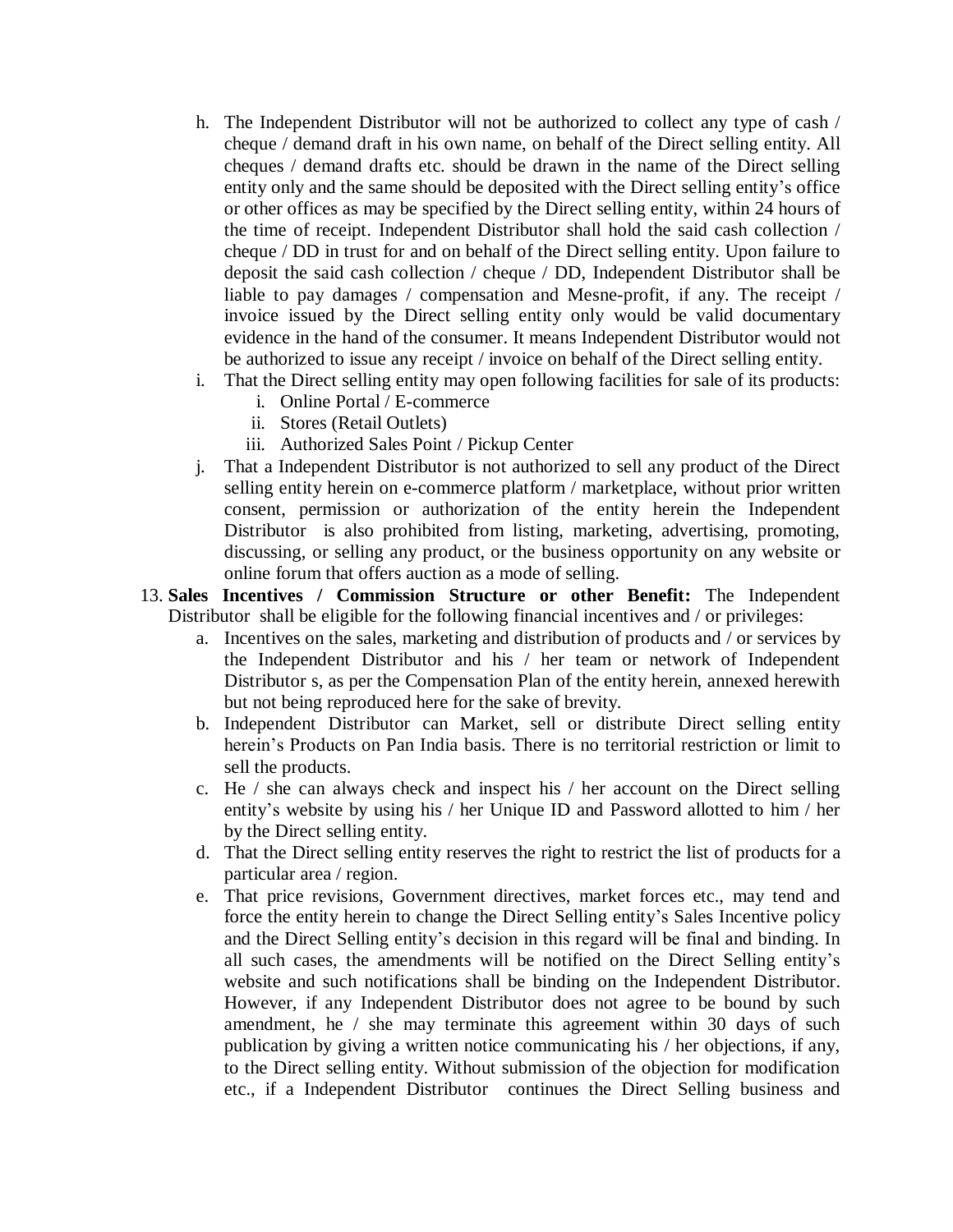h. The Independent Distributor will not be authorized to collect any type of cash / cheque / demand draft in his own name, on behalf of the Direct selling entity. All cheques / demand drafts etc. should be drawn in the name of the Direct selling entity only and the same should be deposited with the Direct selling entity's office or other offices as may be specified by the Direct selling entity, within 24 hours of the time of receipt. Independent Distributor shall hold the said cash collection / cheque / DD in trust for and on behalf of the Direct selling entity. Upon failure to deposit the said cash collection / cheque / DD, Independent Distributor shall be liable to pay damages / compensation and Mesne-profit, if any. The receipt / invoice issued by the Direct selling entity only would be valid documentary evidence in the hand of the consumer. It means Independent Distributor would not be authorized to issue any receipt / invoice on behalf of the Direct selling entity.

i. That the Direct selling entity may open following facilities for sale of its products:
   - i. Online Portal / E-commerce
   - ii. Stores (Retail Outlets)
   - iii. Authorized Sales Point / Pickup Center

j. That a Independent Distributor is not authorized to sell any product of the Direct selling entity herein on e-commerce platform / marketplace, without prior written consent, permission or authorization of the entity herein the Independent Distributor is also prohibited from listing, marketing, advertising, promoting, discussing, or selling any product, or the business opportunity on any website or online forum that offers auction as a mode of selling.

13. **Sales Incentives / Commission Structure or other Benefit:** The Independent Distributor shall be eligible for the following financial incentives and / or privileges:

    a. Incentives on the sales, marketing and distribution of products and / or services by the Independent Distributor and his / her team or network of Independent Distributor s, as per the Compensation Plan of the entity herein, annexed herewith but not being reproduced here for the sake of brevity.

    b. Independent Distributor can Market, sell or distribute Direct selling entity herein's Products on Pan India basis. There is no territorial restriction or limit to sell the products.

    c. He / she can always check and inspect his / her account on the Direct selling entity's website by using his / her Unique ID and Password allotted to him / her by the Direct selling entity.

    d. That the Direct selling entity reserves the right to restrict the list of products for a particular area / region.

    e. That price revisions, Government directives, market forces etc., may tend and force the entity herein to change the Direct Selling entity's Sales Incentive policy and the Direct Selling entity's decision in this regard will be final and binding. In all such cases, the amendments will be notified on the Direct Selling entity's website and such notifications shall be binding on the Independent Distributor. However, if any Independent Distributor does not agree to be bound by such amendment, he / she may terminate this agreement within 30 days of such publication by giving a written notice communicating his / her objections, if any, to the Direct selling entity. Without submission of the objection for modification etc., if a Independent Distributor continues the Direct Selling business and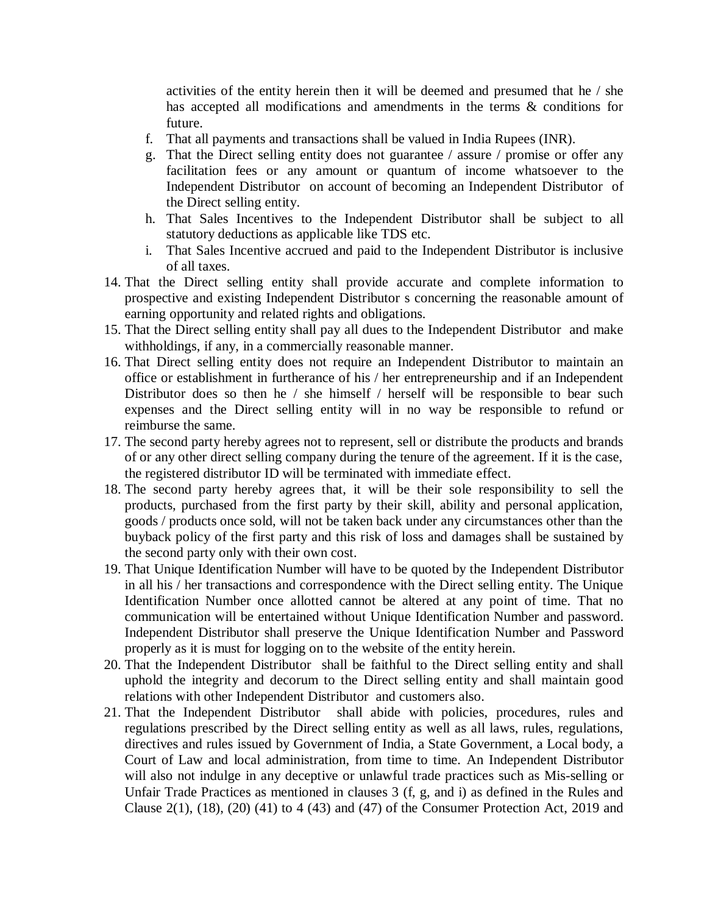activities of the entity herein then it will be deemed and presumed that he / she has accepted all modifications and amendments in the terms & conditions for future.

f. That all payments and transactions shall be valued in India Rupees (INR).
g. That the Direct selling entity does not guarantee / assure / promise or offer any facilitation fees or any amount or quantum of income whatsoever to the Independent Distributor on account of becoming an Independent Distributor of the Direct selling entity.
h. That Sales Incentives to the Independent Distributor shall be subject to all statutory deductions as applicable like TDS etc.
i. That Sales Incentive accrued and paid to the Independent Distributor is inclusive of all taxes.

14. That the Direct selling entity shall provide accurate and complete information to prospective and existing Independent Distributor s concerning the reasonable amount of earning opportunity and related rights and obligations.
15. That the Direct selling entity shall pay all dues to the Independent Distributor and make withholdings, if any, in a commercially reasonable manner.
16. That Direct selling entity does not require an Independent Distributor to maintain an office or establishment in furtherance of his / her entrepreneurship and if an Independent Distributor does so then he / she himself / herself will be responsible to bear such expenses and the Direct selling entity will in no way be responsible to refund or reimburse the same.
17. The second party hereby agrees not to represent, sell or distribute the products and brands of or any other direct selling company during the tenure of the agreement. If it is the case, the registered distributor ID will be terminated with immediate effect.
18. The second party hereby agrees that, it will be their sole responsibility to sell the products, purchased from the first party by their skill, ability and personal application, goods / products once sold, will not be taken back under any circumstances other than the buyback policy of the first party and this risk of loss and damages shall be sustained by the second party only with their own cost.
19. That Unique Identification Number will have to be quoted by the Independent Distributor in all his / her transactions and correspondence with the Direct selling entity. The Unique Identification Number once allotted cannot be altered at any point of time. That no communication will be entertained without Unique Identification Number and password. Independent Distributor shall preserve the Unique Identification Number and Password properly as it is must for logging on to the website of the entity herein.
20. That the Independent Distributor shall be faithful to the Direct selling entity and shall uphold the integrity and decorum to the Direct selling entity and shall maintain good relations with other Independent Distributor and customers also.
21. That the Independent Distributor shall abide with policies, procedures, rules and regulations prescribed by the Direct selling entity as well as all laws, rules, regulations, directives and rules issued by Government of India, a State Government, a Local body, a Court of Law and local administration, from time to time. An Independent Distributor will also not indulge in any deceptive or unlawful trade practices such as Mis-selling or Unfair Trade Practices as mentioned in clauses 3 (f, g, and i) as defined in the Rules and Clause 2(1), (18), (20) (41) to 4 (43) and (47) of the Consumer Protection Act, 2019 and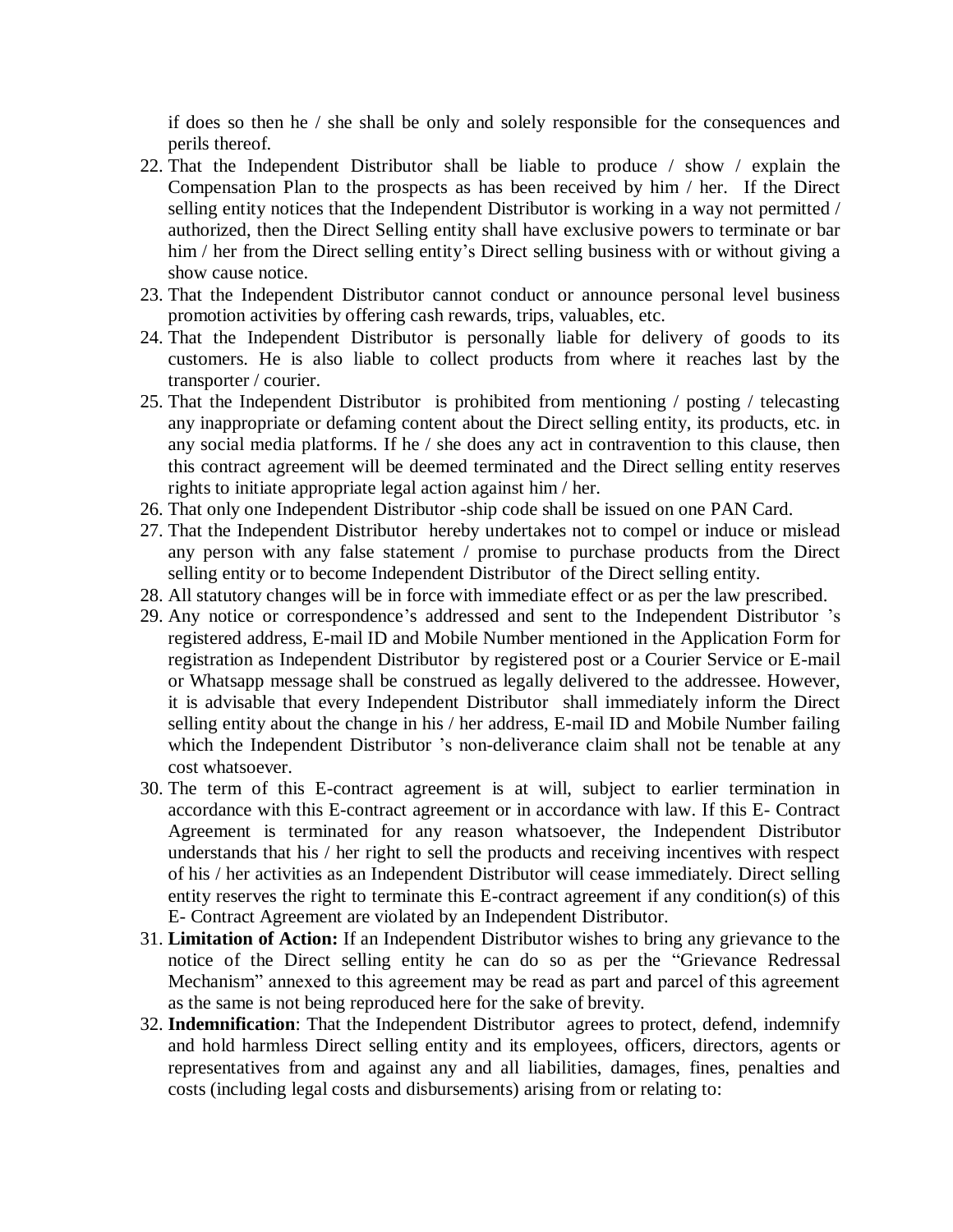if does so then he / she shall be only and solely responsible for the consequences and perils thereof.

22. That the Independent Distributor shall be liable to produce / show / explain the Compensation Plan to the prospects as has been received by him / her. If the Direct selling entity notices that the Independent Distributor is working in a way not permitted / authorized, then the Direct Selling entity shall have exclusive powers to terminate or bar him / her from the Direct selling entity's Direct selling business with or without giving a show cause notice.
23. That the Independent Distributor cannot conduct or announce personal level business promotion activities by offering cash rewards, trips, valuables, etc.
24. That the Independent Distributor is personally liable for delivery of goods to its customers. He is also liable to collect products from where it reaches last by the transporter / courier.
25. That the Independent Distributor is prohibited from mentioning / posting / telecasting any inappropriate or defaming content about the Direct selling entity, its products, etc. in any social media platforms. If he / she does any act in contravention to this clause, then this contract agreement will be deemed terminated and the Direct selling entity reserves rights to initiate appropriate legal action against him / her.
26. That only one Independent Distributor -ship code shall be issued on one PAN Card.
27. That the Independent Distributor hereby undertakes not to compel or induce or mislead any person with any false statement / promise to purchase products from the Direct selling entity or to become Independent Distributor of the Direct selling entity.
28. All statutory changes will be in force with immediate effect or as per the law prescribed.
29. Any notice or correspondence's addressed and sent to the Independent Distributor 's registered address, E-mail ID and Mobile Number mentioned in the Application Form for registration as Independent Distributor by registered post or a Courier Service or E-mail or Whatsapp message shall be construed as legally delivered to the addressee. However, it is advisable that every Independent Distributor shall immediately inform the Direct selling entity about the change in his / her address, E-mail ID and Mobile Number failing which the Independent Distributor 's non-deliverance claim shall not be tenable at any cost whatsoever.
30. The term of this E-contract agreement is at will, subject to earlier termination in accordance with this E-contract agreement or in accordance with law. If this E- Contract Agreement is terminated for any reason whatsoever, the Independent Distributor understands that his / her right to sell the products and receiving incentives with respect of his / her activities as an Independent Distributor will cease immediately. Direct selling entity reserves the right to terminate this E-contract agreement if any condition(s) of this E- Contract Agreement are violated by an Independent Distributor.
31. **Limitation of Action:** If an Independent Distributor wishes to bring any grievance to the notice of the Direct selling entity he can do so as per the "Grievance Redressal Mechanism" annexed to this agreement may be read as part and parcel of this agreement as the same is not being reproduced here for the sake of brevity.
32. **Indemnification**: That the Independent Distributor agrees to protect, defend, indemnify and hold harmless Direct selling entity and its employees, officers, directors, agents or representatives from and against any and all liabilities, damages, fines, penalties and costs (including legal costs and disbursements) arising from or relating to: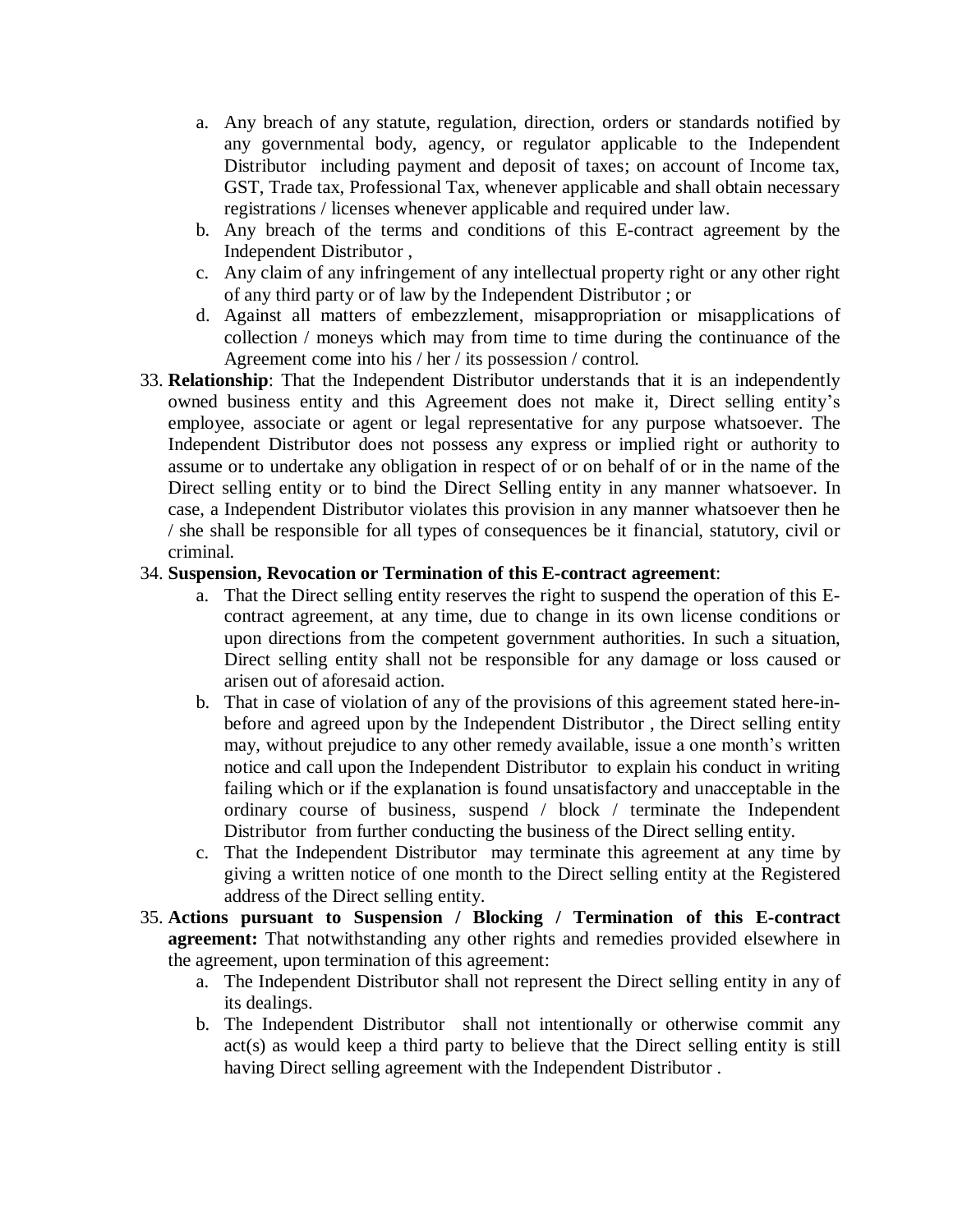a. Any breach of any statute, regulation, direction, orders or standards notified by any governmental body, agency, or regulator applicable to the Independent Distributor including payment and deposit of taxes; on account of Income tax, GST, Trade tax, Professional Tax, whenever applicable and shall obtain necessary registrations / licenses whenever applicable and required under law.
b. Any breach of the terms and conditions of this E-contract agreement by the Independent Distributor ,
c. Any claim of any infringement of any intellectual property right or any other right of any third party or of law by the Independent Distributor ; or
d. Against all matters of embezzlement, misappropriation or misapplications of collection / moneys which may from time to time during the continuance of the Agreement come into his / her / its possession / control.

33. **Relationship**: That the Independent Distributor understands that it is an independently owned business entity and this Agreement does not make it, Direct selling entity's employee, associate or agent or legal representative for any purpose whatsoever. The Independent Distributor does not possess any express or implied right or authority to assume or to undertake any obligation in respect of or on behalf of or in the name of the Direct selling entity or to bind the Direct Selling entity in any manner whatsoever. In case, a Independent Distributor violates this provision in any manner whatsoever then he / she shall be responsible for all types of consequences be it financial, statutory, civil or criminal.

34. **Suspension, Revocation or Termination of this E-contract agreement**:
    a. That the Direct selling entity reserves the right to suspend the operation of this E-contract agreement, at any time, due to change in its own license conditions or upon directions from the competent government authorities. In such a situation, Direct selling entity shall not be responsible for any damage or loss caused or arisen out of aforesaid action.
    b. That in case of violation of any of the provisions of this agreement stated here-in-before and agreed upon by the Independent Distributor , the Direct selling entity may, without prejudice to any other remedy available, issue a one month's written notice and call upon the Independent Distributor to explain his conduct in writing failing which or if the explanation is found unsatisfactory and unacceptable in the ordinary course of business, suspend / block / terminate the Independent Distributor from further conducting the business of the Direct selling entity.
    c. That the Independent Distributor may terminate this agreement at any time by giving a written notice of one month to the Direct selling entity at the Registered address of the Direct selling entity.

35. **Actions pursuant to Suspension / Blocking / Termination of this E-contract agreement:** That notwithstanding any other rights and remedies provided elsewhere in the agreement, upon termination of this agreement:
    a. The Independent Distributor shall not represent the Direct selling entity in any of its dealings.
    b. The Independent Distributor shall not intentionally or otherwise commit any act(s) as would keep a third party to believe that the Direct selling entity is still having Direct selling agreement with the Independent Distributor .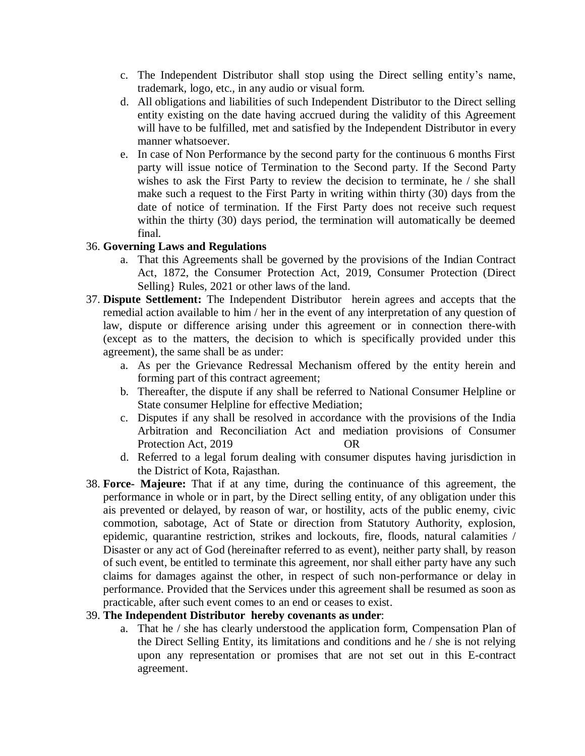c. The Independent Distributor shall stop using the Direct selling entity's name, trademark, logo, etc., in any audio or visual form.

d. All obligations and liabilities of such Independent Distributor to the Direct selling entity existing on the date having accrued during the validity of this Agreement will have to be fulfilled, met and satisfied by the Independent Distributor in every manner whatsoever.

e. In case of Non Performance by the second party for the continuous 6 months First party will issue notice of Termination to the Second party. If the Second Party wishes to ask the First Party to review the decision to terminate, he / she shall make such a request to the First Party in writing within thirty (30) days from the date of notice of termination. If the First Party does not receive such request within the thirty (30) days period, the termination will automatically be deemed final.

36. **Governing Laws and Regulations**

   a. That this Agreements shall be governed by the provisions of the Indian Contract Act, 1872, the Consumer Protection Act, 2019, Consumer Protection (Direct Selling} Rules, 2021 or other laws of the land.

37. **Dispute Settlement:** The Independent Distributor herein agrees and accepts that the remedial action available to him / her in the event of any interpretation of any question of law, dispute or difference arising under this agreement or in connection there-with (except as to the matters, the decision to which is specifically provided under this agreement), the same shall be as under:

   a. As per the Grievance Redressal Mechanism offered by the entity herein and forming part of this contract agreement;

   b. Thereafter, the dispute if any shall be referred to National Consumer Helpline or State consumer Helpline for effective Mediation;

   c. Disputes if any shall be resolved in accordance with the provisions of the India Arbitration and Reconciliation Act and mediation provisions of Consumer Protection Act, 2019 OR

   d. Referred to a legal forum dealing with consumer disputes having jurisdiction in the District of Kota, Rajasthan.

38. **Force- Majeure:** That if at any time, during the continuance of this agreement, the performance in whole or in part, by the Direct selling entity, of any obligation under this ais prevented or delayed, by reason of war, or hostility, acts of the public enemy, civic commotion, sabotage, Act of State or direction from Statutory Authority, explosion, epidemic, quarantine restriction, strikes and lockouts, fire, floods, natural calamities / Disaster or any act of God (hereinafter referred to as event), neither party shall, by reason of such event, be entitled to terminate this agreement, nor shall either party have any such claims for damages against the other, in respect of such non-performance or delay in performance. Provided that the Services under this agreement shall be resumed as soon as practicable, after such event comes to an end or ceases to exist.

39. **The Independent Distributor hereby covenants as under**:

   a. That he / she has clearly understood the application form, Compensation Plan of the Direct Selling Entity, its limitations and conditions and he / she is not relying upon any representation or promises that are not set out in this E-contract agreement.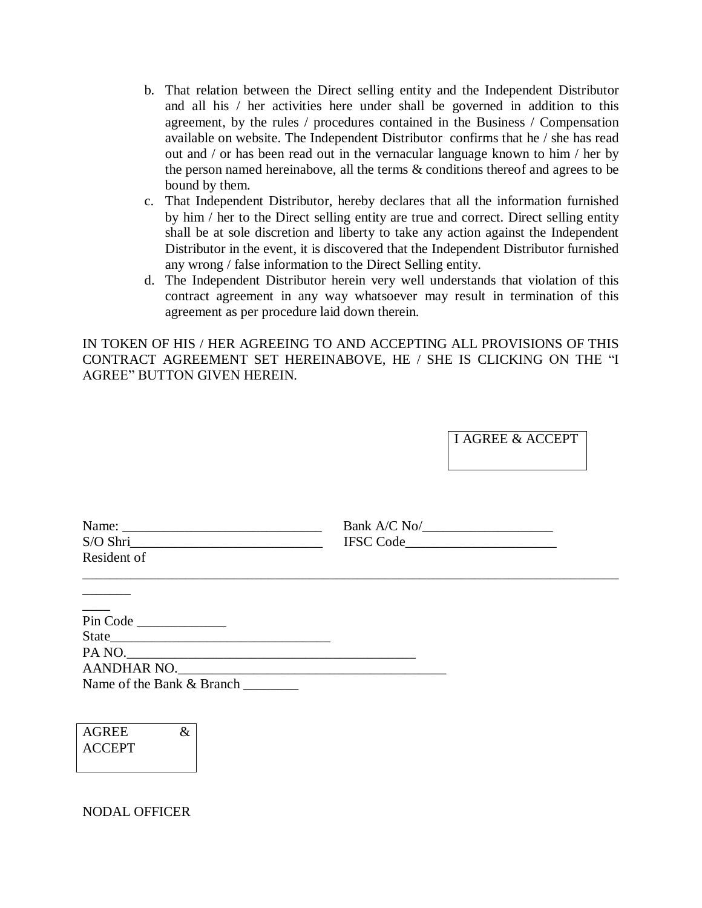b. That relation between the Direct selling entity and the Independent Distributor and all his / her activities here under shall be governed in addition to this agreement, by the rules / procedures contained in the Business / Compensation available on website. The Independent Distributor confirms that he / she has read out and / or has been read out in the vernacular language known to him / her by the person named hereinabove, all the terms & conditions thereof and agrees to be bound by them.
c. That Independent Distributor, hereby declares that all the information furnished by him / her to the Direct selling entity are true and correct. Direct selling entity shall be at sole discretion and liberty to take any action against the Independent Distributor in the event, it is discovered that the Independent Distributor furnished any wrong / false information to the Direct Selling entity.
d. The Independent Distributor herein very well understands that violation of this contract agreement in any way whatsoever may result in termination of this agreement as per procedure laid down therein.

IN TOKEN OF HIS / HER AGREEING TO AND ACCEPTING ALL PROVISIONS OF THIS CONTRACT AGREEMENT SET HEREINABOVE, HE / SHE IS CLICKING ON THE "I AGREE" BUTTON GIVEN HEREIN.

I AGREE & ACCEPT

Name: _____________________________ Bank A/C No/___________________

S/O Shri____________________________ IFSC Code______________________

Resident of ________________________________________________________________________________

____

Pin Code _____________

State_______________________________

PA NO.__________________________________________

AANDHAR NO.______________________________________

Name of the Bank & Branch ________

AGREE & ACCEPT

NODAL OFFICER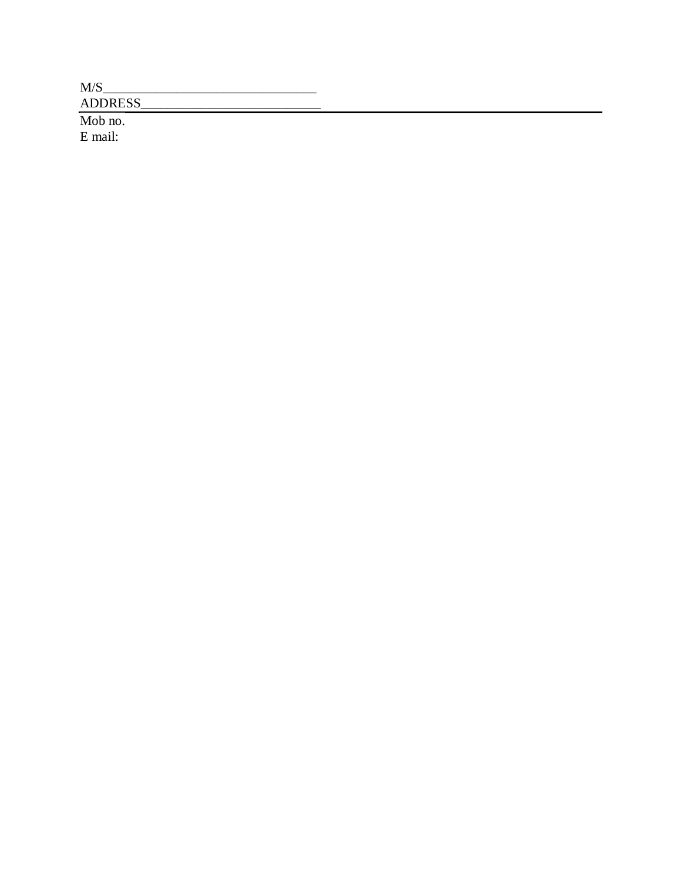M/S________________________________

ADDRESS___________________________

Mob no.

E mail: